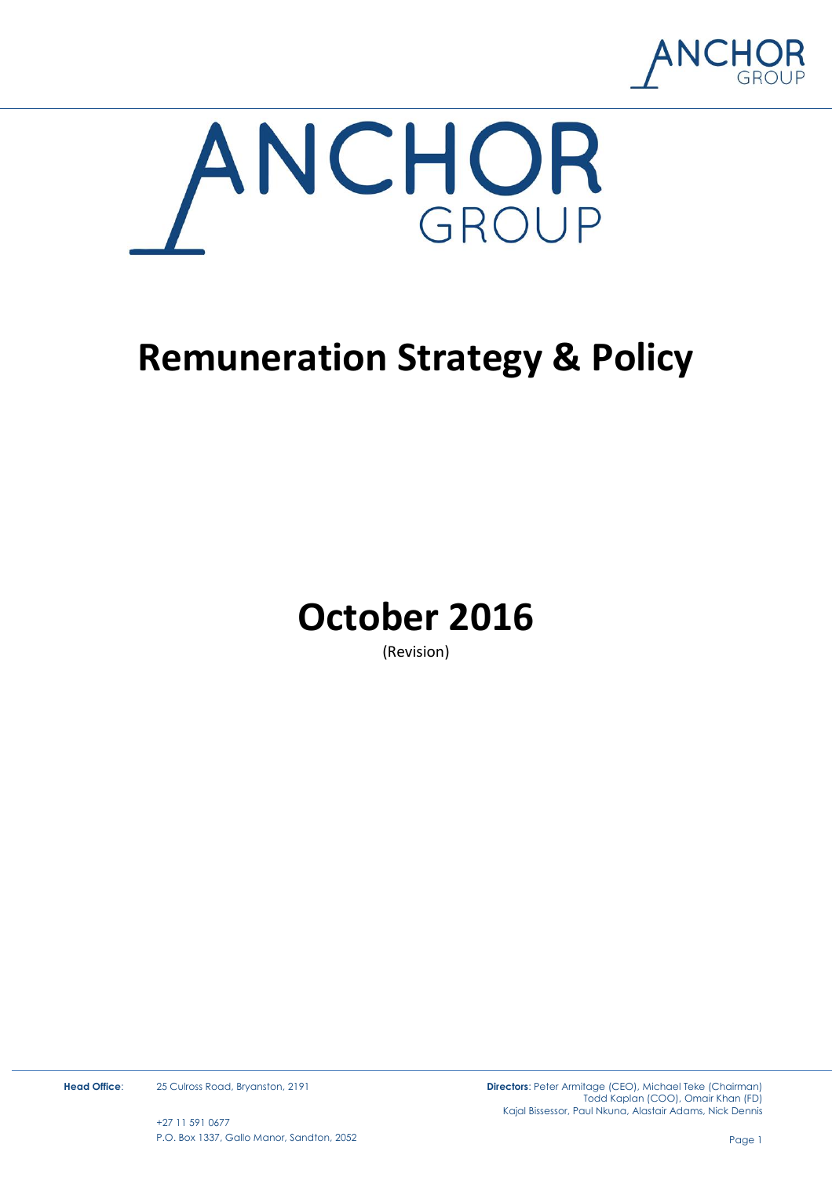# ANCHOR GROUP

# Remuneration Strategy & Policy

## October 2016

(Revision)

**Head Office**: 25 Culross Road, Bryanston, 2191

+27 11 591 0677
P.O. Box 1337, Gallo Manor, Sandton, 2052

**Directors**: Peter Armitage (CEO), Michael Teke (Chairman)
Todd Kaplan (COO), Omair Khan (FD)
Kajal Bissessor, Paul Nkuna, Alastair Adams, Nick Dennis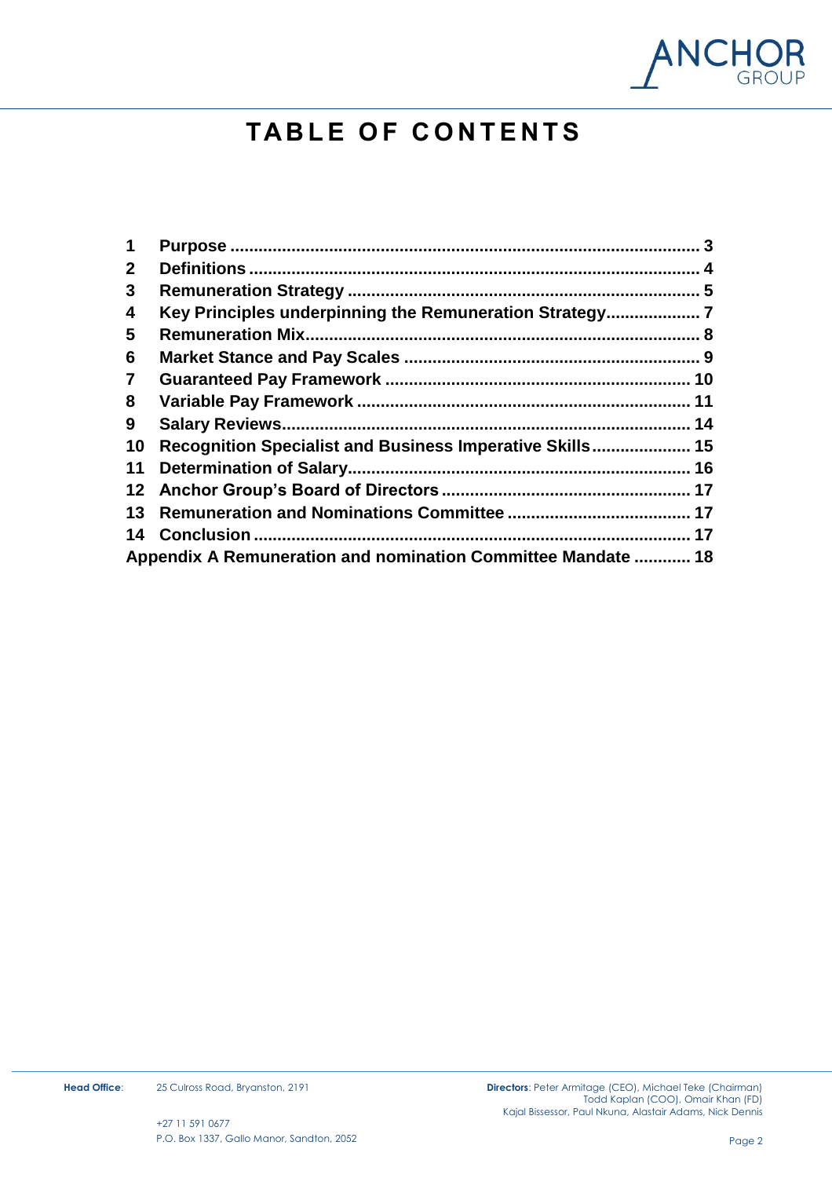# TABLE OF CONTENTS

| | | |
|---|---|---|
| **1** | **Purpose** | **3** |
| **2** | **Definitions** | **4** |
| **3** | **Remuneration Strategy** | **5** |
| **4** | **Key Principles underpinning the Remuneration Strategy** | **7** |
| **5** | **Remuneration Mix** | **8** |
| **6** | **Market Stance and Pay Scales** | **9** |
| **7** | **Guaranteed Pay Framework** | **10** |
| **8** | **Variable Pay Framework** | **11** |
| **9** | **Salary Reviews** | **14** |
| **10** | **Recognition Specialist and Business Imperative Skills** | **15** |
| **11** | **Determination of Salary** | **16** |
| **12** | **Anchor Group's Board of Directors** | **17** |
| **13** | **Remuneration and Nominations Committee** | **17** |
| **14** | **Conclusion** | **17** |
| | **Appendix A Remuneration and nomination Committee Mandate** | **18** |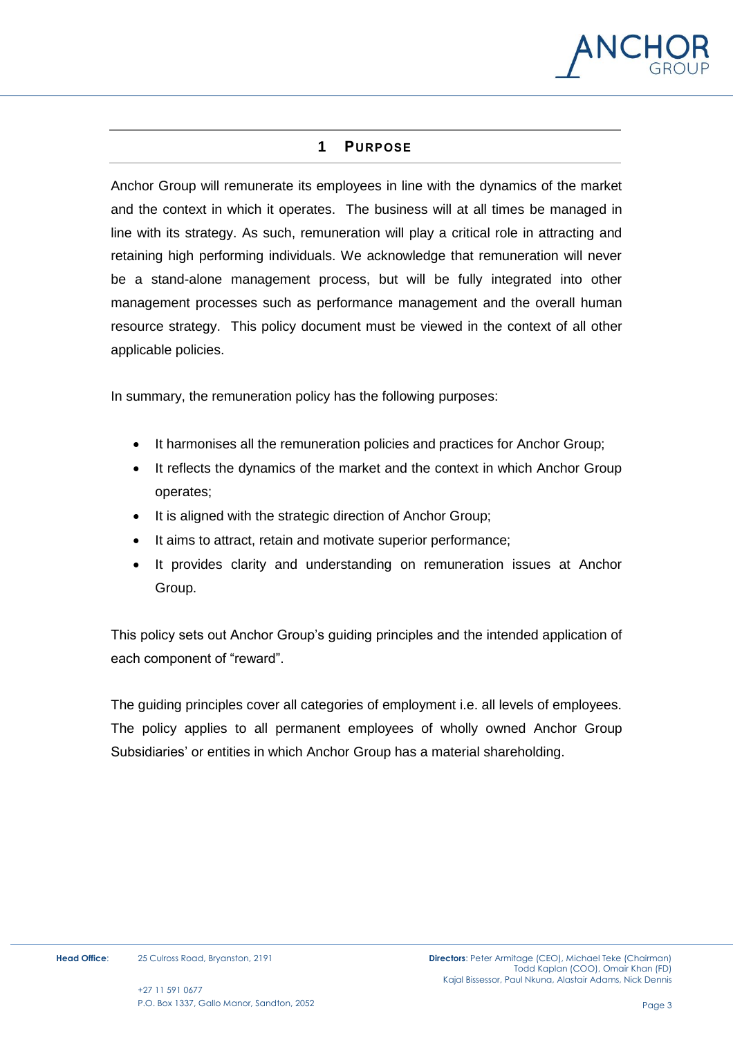# 1 PURPOSE

Anchor Group will remunerate its employees in line with the dynamics of the market and the context in which it operates. The business will at all times be managed in line with its strategy. As such, remuneration will play a critical role in attracting and retaining high performing individuals. We acknowledge that remuneration will never be a stand-alone management process, but will be fully integrated into other management processes such as performance management and the overall human resource strategy. This policy document must be viewed in the context of all other applicable policies.

In summary, the remuneration policy has the following purposes:

- It harmonises all the remuneration policies and practices for Anchor Group;
- It reflects the dynamics of the market and the context in which Anchor Group operates;
- It is aligned with the strategic direction of Anchor Group;
- It aims to attract, retain and motivate superior performance;
- It provides clarity and understanding on remuneration issues at Anchor Group.

This policy sets out Anchor Group's guiding principles and the intended application of each component of "reward".

The guiding principles cover all categories of employment i.e. all levels of employees. The policy applies to all permanent employees of wholly owned Anchor Group Subsidiaries' or entities in which Anchor Group has a material shareholding.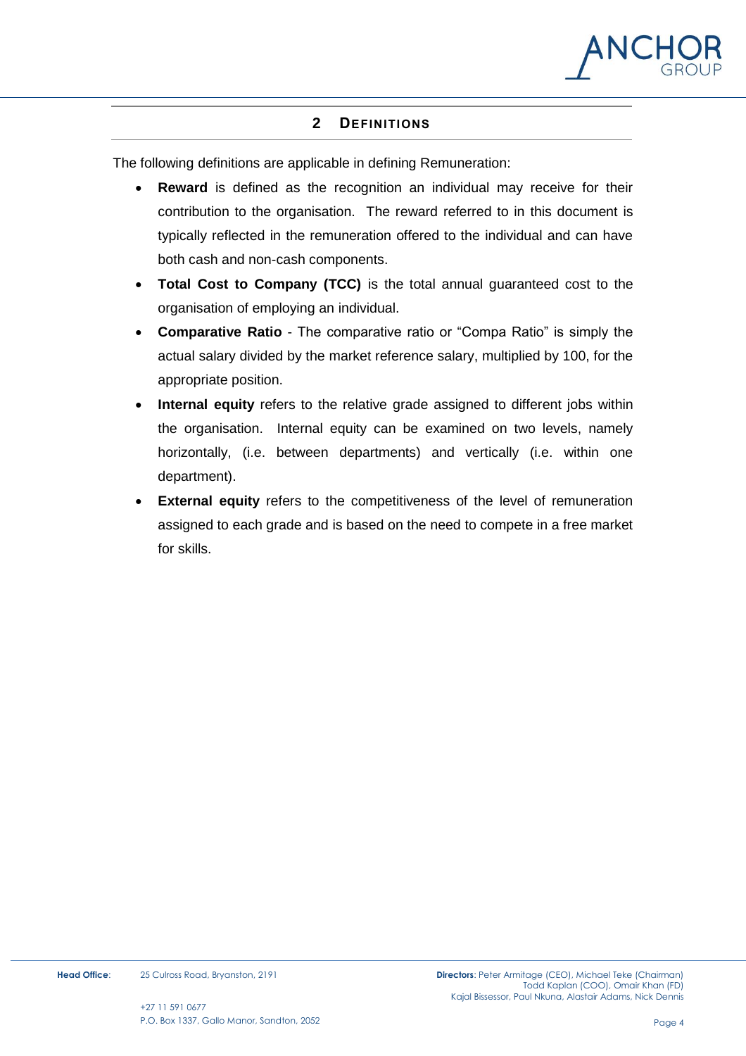## 2 DEFINITIONS

The following definitions are applicable in defining Remuneration:

- **Reward** is defined as the recognition an individual may receive for their contribution to the organisation. The reward referred to in this document is typically reflected in the remuneration offered to the individual and can have both cash and non-cash components.
- **Total Cost to Company (TCC)** is the total annual guaranteed cost to the organisation of employing an individual.
- **Comparative Ratio** - The comparative ratio or "Compa Ratio" is simply the actual salary divided by the market reference salary, multiplied by 100, for the appropriate position.
- **Internal equity** refers to the relative grade assigned to different jobs within the organisation. Internal equity can be examined on two levels, namely horizontally, (i.e. between departments) and vertically (i.e. within one department).
- **External equity** refers to the competitiveness of the level of remuneration assigned to each grade and is based on the need to compete in a free market for skills.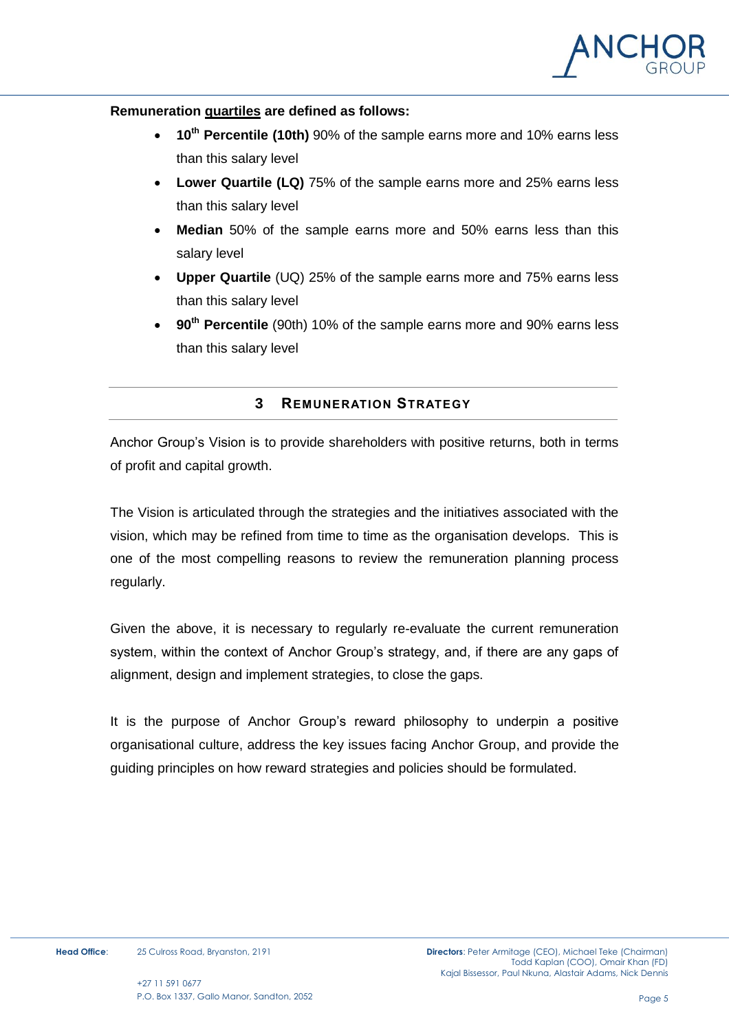**Remuneration quartiles are defined as follows:**

- **10th Percentile (10th)** 90% of the sample earns more and 10% earns less than this salary level
- **Lower Quartile (LQ)** 75% of the sample earns more and 25% earns less than this salary level
- **Median** 50% of the sample earns more and 50% earns less than this salary level
- **Upper Quartile** (UQ) 25% of the sample earns more and 75% earns less than this salary level
- **90th Percentile** (90th) 10% of the sample earns more and 90% earns less than this salary level

## 3 REMUNERATION STRATEGY

Anchor Group's Vision is to provide shareholders with positive returns, both in terms of profit and capital growth.

The Vision is articulated through the strategies and the initiatives associated with the vision, which may be refined from time to time as the organisation develops. This is one of the most compelling reasons to review the remuneration planning process regularly.

Given the above, it is necessary to regularly re-evaluate the current remuneration system, within the context of Anchor Group's strategy, and, if there are any gaps of alignment, design and implement strategies, to close the gaps.

It is the purpose of Anchor Group's reward philosophy to underpin a positive organisational culture, address the key issues facing Anchor Group, and provide the guiding principles on how reward strategies and policies should be formulated.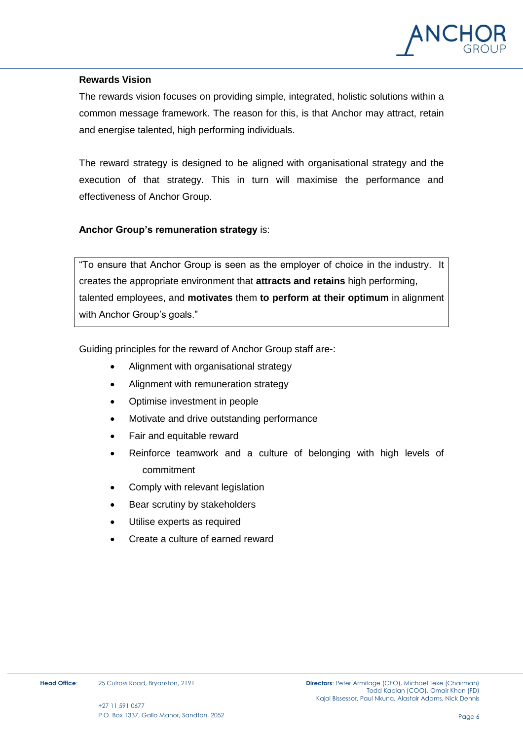**Rewards Vision**

The rewards vision focuses on providing simple, integrated, holistic solutions within a common message framework. The reason for this, is that Anchor may attract, retain and energise talented, high performing individuals.

The reward strategy is designed to be aligned with organisational strategy and the execution of that strategy. This in turn will maximise the performance and effectiveness of Anchor Group.

**Anchor Group's remuneration strategy** is:

> "To ensure that Anchor Group is seen as the employer of choice in the industry. It creates the appropriate environment that **attracts and retains** high performing, talented employees, and **motivates** them **to perform at their optimum** in alignment with Anchor Group's goals."

Guiding principles for the reward of Anchor Group staff are-:

- Alignment with organisational strategy
- Alignment with remuneration strategy
- Optimise investment in people
- Motivate and drive outstanding performance
- Fair and equitable reward
- Reinforce teamwork and a culture of belonging with high levels of commitment
- Comply with relevant legislation
- Bear scrutiny by stakeholders
- Utilise experts as required
- Create a culture of earned reward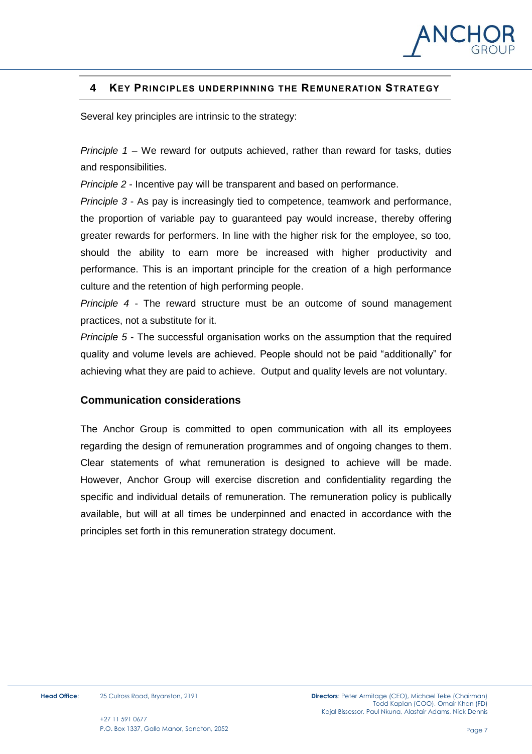## 4 Key Principles underpinning the Remuneration Strategy

Several key principles are intrinsic to the strategy:

*Principle 1* – We reward for outputs achieved, rather than reward for tasks, duties and responsibilities.

*Principle 2* - Incentive pay will be transparent and based on performance.

*Principle 3* - As pay is increasingly tied to competence, teamwork and performance, the proportion of variable pay to guaranteed pay would increase, thereby offering greater rewards for performers. In line with the higher risk for the employee, so too, should the ability to earn more be increased with higher productivity and performance. This is an important principle for the creation of a high performance culture and the retention of high performing people.

*Principle 4* - The reward structure must be an outcome of sound management practices, not a substitute for it.

*Principle 5* - The successful organisation works on the assumption that the required quality and volume levels are achieved. People should not be paid "additionally" for achieving what they are paid to achieve. Output and quality levels are not voluntary.

### Communication considerations

The Anchor Group is committed to open communication with all its employees regarding the design of remuneration programmes and of ongoing changes to them. Clear statements of what remuneration is designed to achieve will be made. However, Anchor Group will exercise discretion and confidentiality regarding the specific and individual details of remuneration. The remuneration policy is publically available, but will at all times be underpinned and enacted in accordance with the principles set forth in this remuneration strategy document.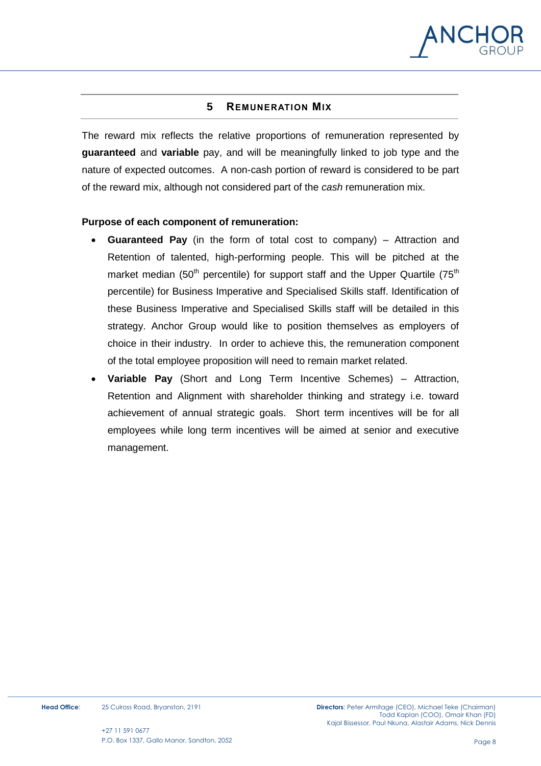## 5 REMUNERATION MIX

The reward mix reflects the relative proportions of remuneration represented by **guaranteed** and **variable** pay, and will be meaningfully linked to job type and the nature of expected outcomes. A non-cash portion of reward is considered to be part of the reward mix, although not considered part of the *cash* remuneration mix.

**Purpose of each component of remuneration:**

- **Guaranteed Pay** (in the form of total cost to company) – Attraction and Retention of talented, high-performing people. This will be pitched at the market median (50th percentile) for support staff and the Upper Quartile (75th percentile) for Business Imperative and Specialised Skills staff. Identification of these Business Imperative and Specialised Skills staff will be detailed in this strategy. Anchor Group would like to position themselves as employers of choice in their industry. In order to achieve this, the remuneration component of the total employee proposition will need to remain market related.
- **Variable Pay** (Short and Long Term Incentive Schemes) – Attraction, Retention and Alignment with shareholder thinking and strategy i.e. toward achievement of annual strategic goals. Short term incentives will be for all employees while long term incentives will be aimed at senior and executive management.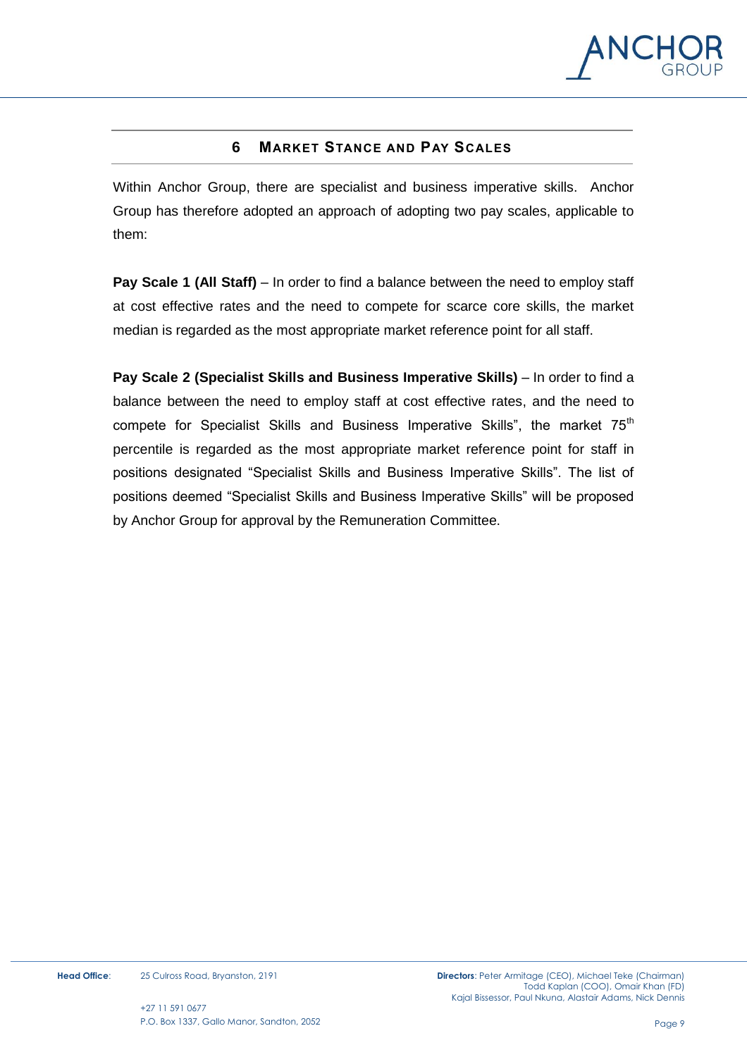## 6 Market Stance and Pay Scales

Within Anchor Group, there are specialist and business imperative skills. Anchor Group has therefore adopted an approach of adopting two pay scales, applicable to them:

**Pay Scale 1 (All Staff)** – In order to find a balance between the need to employ staff at cost effective rates and the need to compete for scarce core skills, the market median is regarded as the most appropriate market reference point for all staff.

**Pay Scale 2 (Specialist Skills and Business Imperative Skills)** – In order to find a balance between the need to employ staff at cost effective rates, and the need to compete for Specialist Skills and Business Imperative Skills", the market 75th percentile is regarded as the most appropriate market reference point for staff in positions designated "Specialist Skills and Business Imperative Skills". The list of positions deemed "Specialist Skills and Business Imperative Skills" will be proposed by Anchor Group for approval by the Remuneration Committee.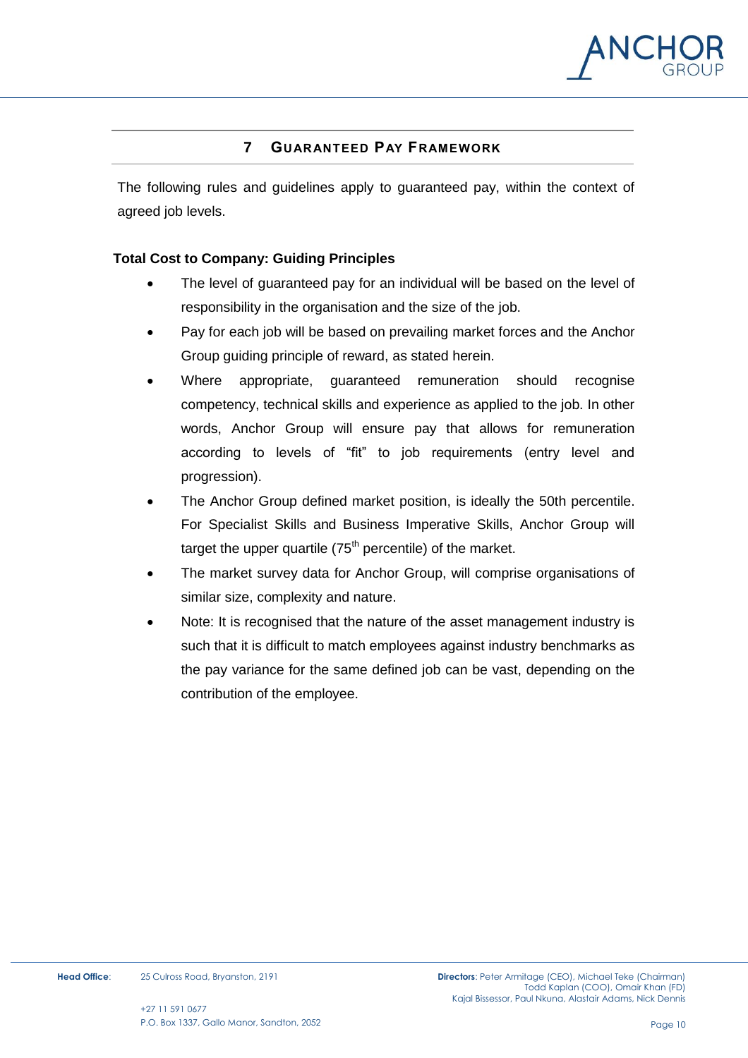## 7 GUARANTEED PAY FRAMEWORK

The following rules and guidelines apply to guaranteed pay, within the context of agreed job levels.

**Total Cost to Company: Guiding Principles**

- The level of guaranteed pay for an individual will be based on the level of responsibility in the organisation and the size of the job.
- Pay for each job will be based on prevailing market forces and the Anchor Group guiding principle of reward, as stated herein.
- Where appropriate, guaranteed remuneration should recognise competency, technical skills and experience as applied to the job. In other words, Anchor Group will ensure pay that allows for remuneration according to levels of "fit" to job requirements (entry level and progression).
- The Anchor Group defined market position, is ideally the 50th percentile. For Specialist Skills and Business Imperative Skills, Anchor Group will target the upper quartile (75$^{th}$ percentile) of the market.
- The market survey data for Anchor Group, will comprise organisations of similar size, complexity and nature.
- Note: It is recognised that the nature of the asset management industry is such that it is difficult to match employees against industry benchmarks as the pay variance for the same defined job can be vast, depending on the contribution of the employee.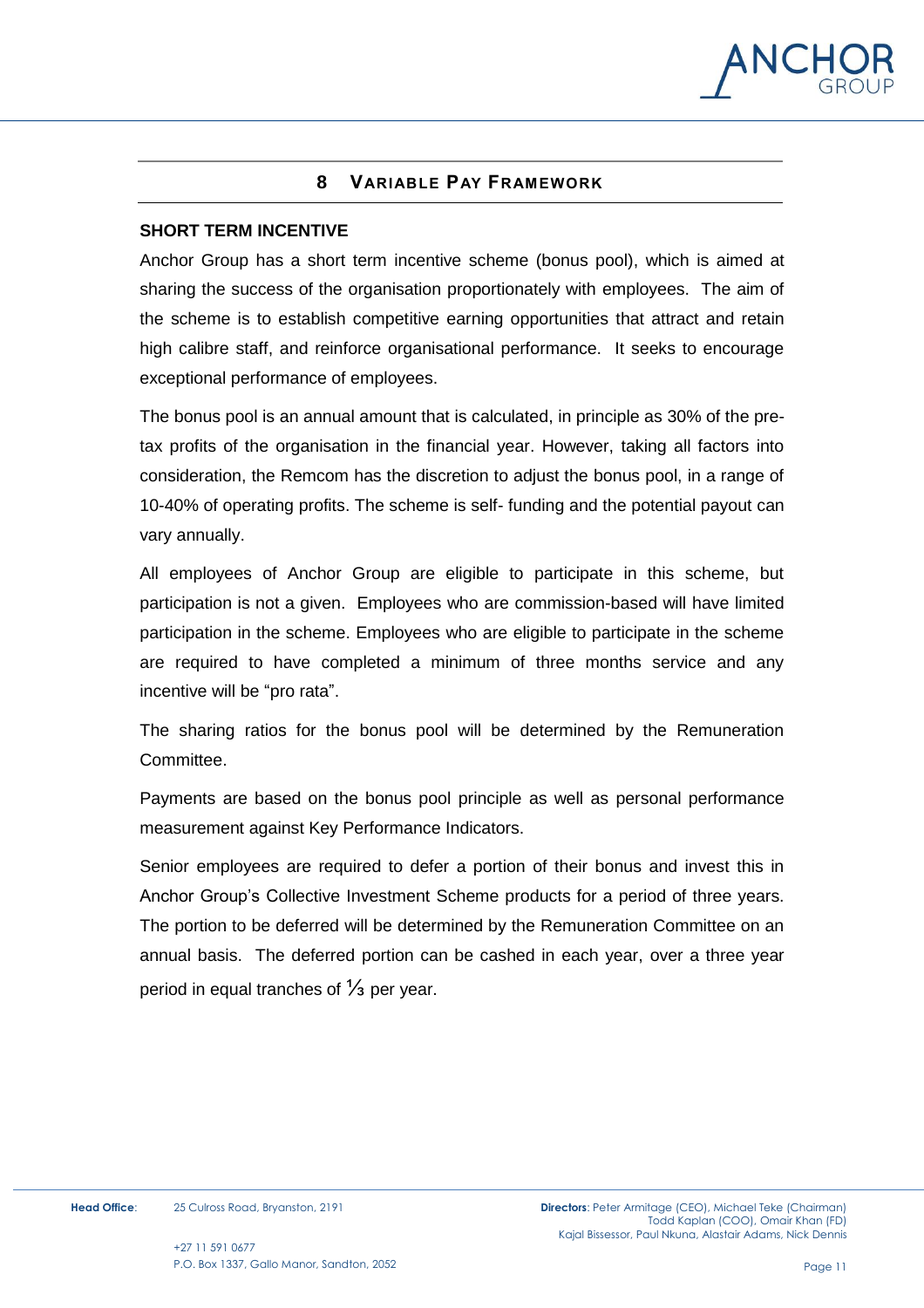## 8 VARIABLE PAY FRAMEWORK

**SHORT TERM INCENTIVE**

Anchor Group has a short term incentive scheme (bonus pool), which is aimed at sharing the success of the organisation proportionately with employees. The aim of the scheme is to establish competitive earning opportunities that attract and retain high calibre staff, and reinforce organisational performance. It seeks to encourage exceptional performance of employees.

The bonus pool is an annual amount that is calculated, in principle as 30% of the pre-tax profits of the organisation in the financial year. However, taking all factors into consideration, the Remcom has the discretion to adjust the bonus pool, in a range of 10-40% of operating profits. The scheme is self- funding and the potential payout can vary annually.

All employees of Anchor Group are eligible to participate in this scheme, but participation is not a given. Employees who are commission-based will have limited participation in the scheme. Employees who are eligible to participate in the scheme are required to have completed a minimum of three months service and any incentive will be "pro rata".

The sharing ratios for the bonus pool will be determined by the Remuneration Committee.

Payments are based on the bonus pool principle as well as personal performance measurement against Key Performance Indicators.

Senior employees are required to defer a portion of their bonus and invest this in Anchor Group's Collective Investment Scheme products for a period of three years. The portion to be deferred will be determined by the Remuneration Committee on an annual basis. The deferred portion can be cashed in each year, over a three year period in equal tranches of ⅓ per year.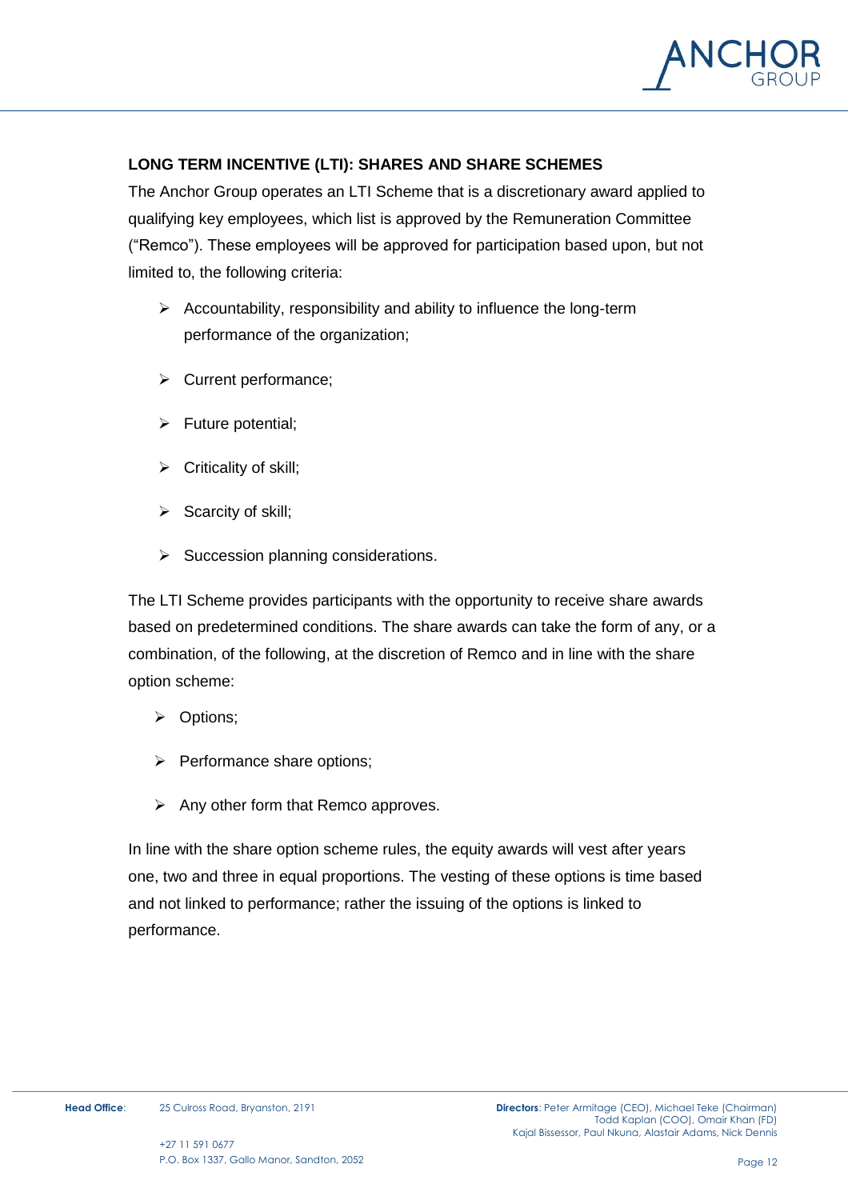## LONG TERM INCENTIVE (LTI): SHARES AND SHARE SCHEMES

The Anchor Group operates an LTI Scheme that is a discretionary award applied to qualifying key employees, which list is approved by the Remuneration Committee ("Remco"). These employees will be approved for participation based upon, but not limited to, the following criteria:

- Accountability, responsibility and ability to influence the long-term performance of the organization;
- Current performance;
- Future potential;
- Criticality of skill;
- Scarcity of skill;
- Succession planning considerations.

The LTI Scheme provides participants with the opportunity to receive share awards based on predetermined conditions. The share awards can take the form of any, or a combination, of the following, at the discretion of Remco and in line with the share option scheme:

- Options;
- Performance share options;
- Any other form that Remco approves.

In line with the share option scheme rules, the equity awards will vest after years one, two and three in equal proportions. The vesting of these options is time based and not linked to performance; rather the issuing of the options is linked to performance.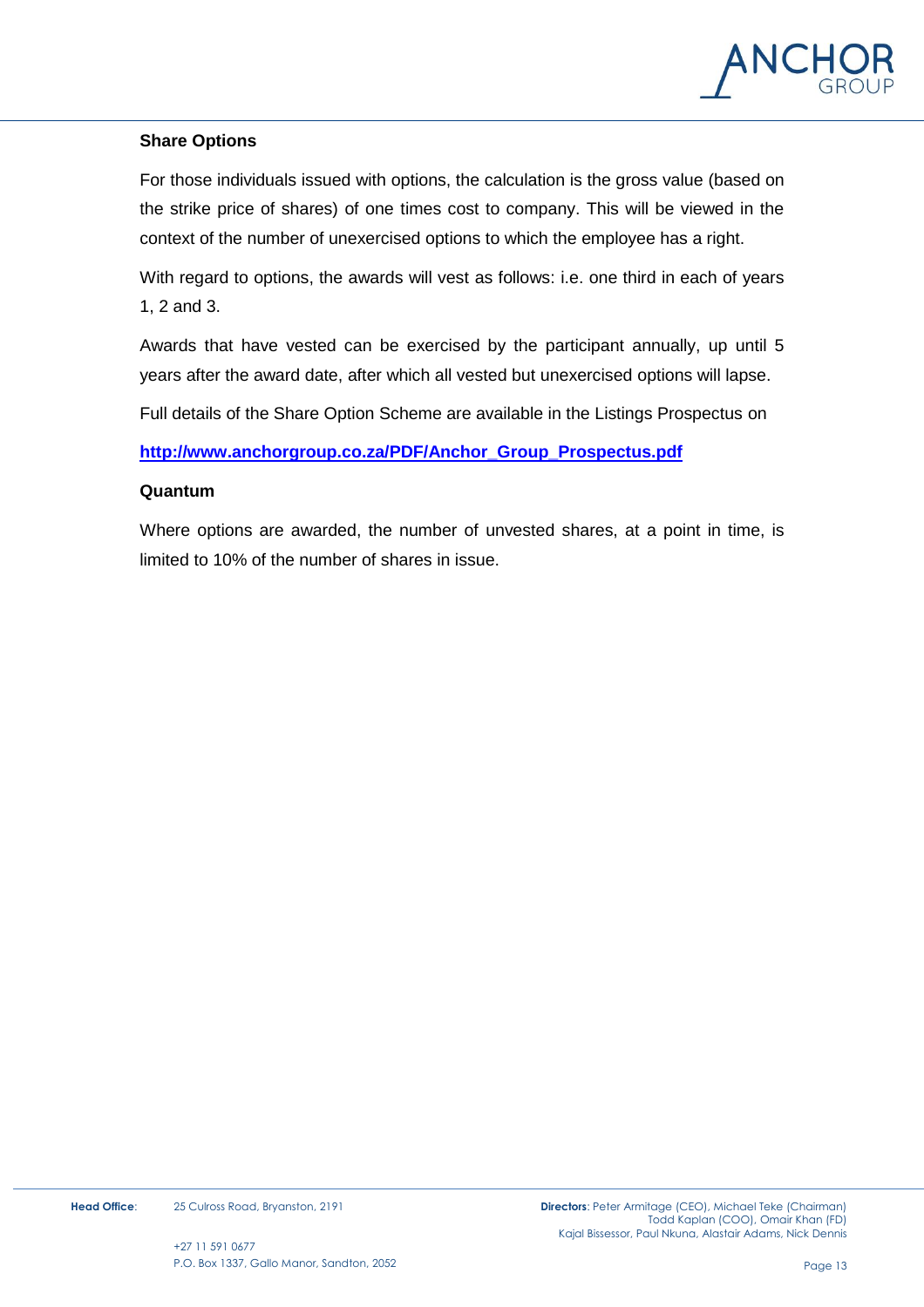**Share Options**

For those individuals issued with options, the calculation is the gross value (based on the strike price of shares) of one times cost to company. This will be viewed in the context of the number of unexercised options to which the employee has a right.

With regard to options, the awards will vest as follows: i.e. one third in each of years 1, 2 and 3.

Awards that have vested can be exercised by the participant annually, up until 5 years after the award date, after which all vested but unexercised options will lapse.

Full details of the Share Option Scheme are available in the Listings Prospectus on

**http://www.anchorgroup.co.za/PDF/Anchor_Group_Prospectus.pdf**

**Quantum**

Where options are awarded, the number of unvested shares, at a point in time, is limited to 10% of the number of shares in issue.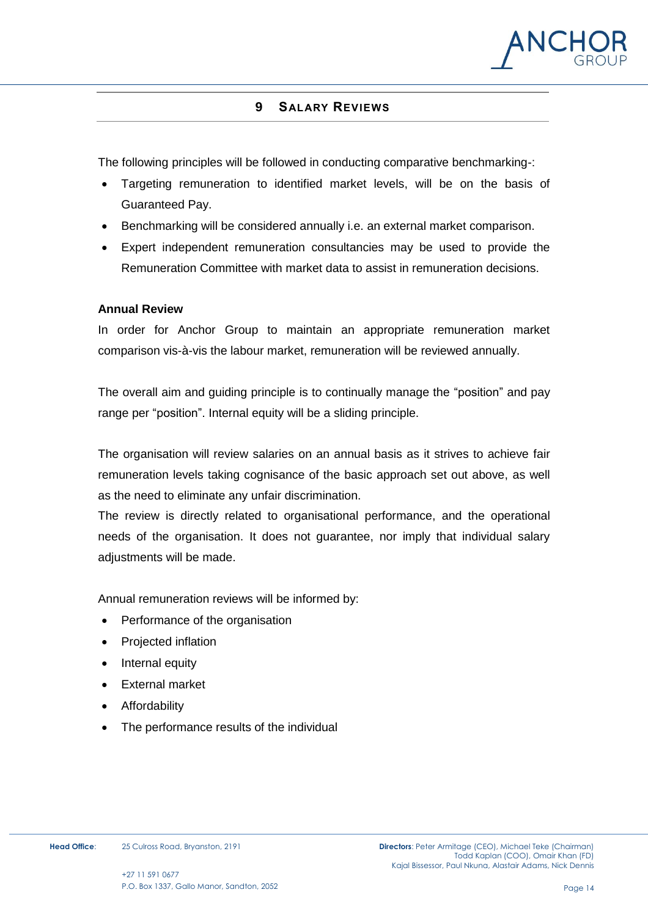## 9 SALARY REVIEWS

The following principles will be followed in conducting comparative benchmarking-:

- Targeting remuneration to identified market levels, will be on the basis of Guaranteed Pay.
- Benchmarking will be considered annually i.e. an external market comparison.
- Expert independent remuneration consultancies may be used to provide the Remuneration Committee with market data to assist in remuneration decisions.

**Annual Review**

In order for Anchor Group to maintain an appropriate remuneration market comparison vis-à-vis the labour market, remuneration will be reviewed annually.

The overall aim and guiding principle is to continually manage the "position" and pay range per "position". Internal equity will be a sliding principle.

The organisation will review salaries on an annual basis as it strives to achieve fair remuneration levels taking cognisance of the basic approach set out above, as well as the need to eliminate any unfair discrimination.

The review is directly related to organisational performance, and the operational needs of the organisation. It does not guarantee, nor imply that individual salary adjustments will be made.

Annual remuneration reviews will be informed by:

- Performance of the organisation
- Projected inflation
- Internal equity
- External market
- Affordability
- The performance results of the individual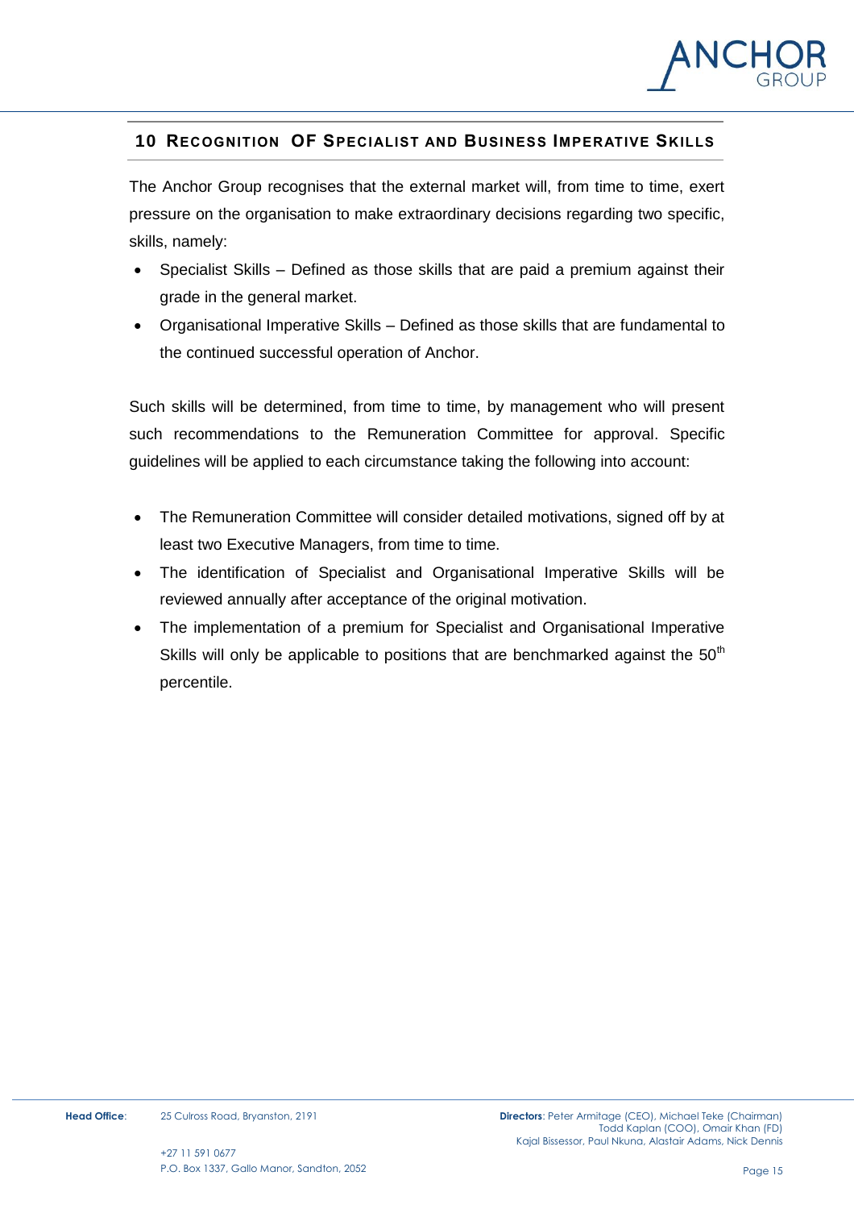## 10 Recognition of Specialist and Business Imperative Skills

The Anchor Group recognises that the external market will, from time to time, exert pressure on the organisation to make extraordinary decisions regarding two specific, skills, namely:

- Specialist Skills – Defined as those skills that are paid a premium against their grade in the general market.
- Organisational Imperative Skills – Defined as those skills that are fundamental to the continued successful operation of Anchor.

Such skills will be determined, from time to time, by management who will present such recommendations to the Remuneration Committee for approval. Specific guidelines will be applied to each circumstance taking the following into account:

- The Remuneration Committee will consider detailed motivations, signed off by at least two Executive Managers, from time to time.
- The identification of Specialist and Organisational Imperative Skills will be reviewed annually after acceptance of the original motivation.
- The implementation of a premium for Specialist and Organisational Imperative Skills will only be applicable to positions that are benchmarked against the 50th percentile.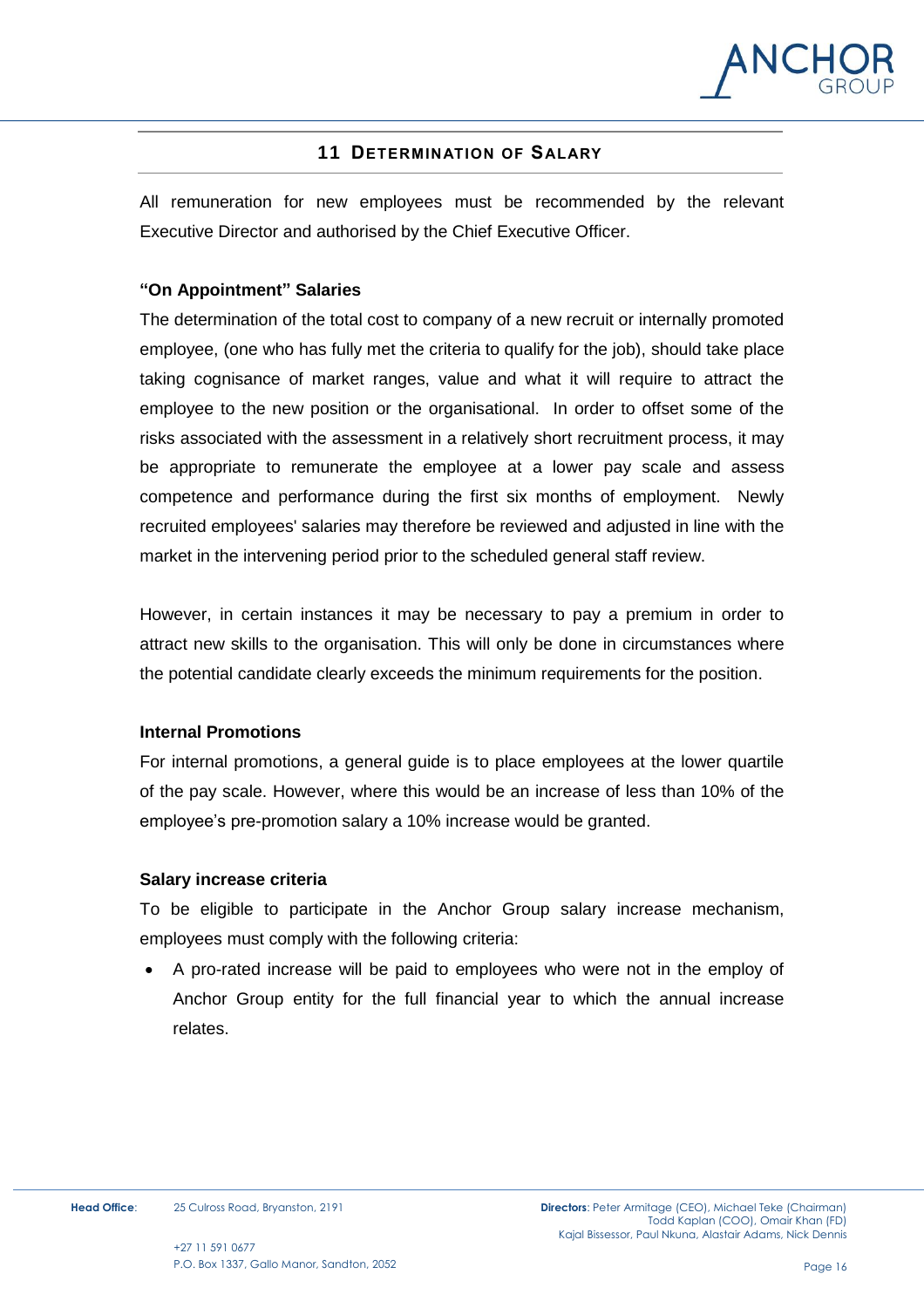## 11 Determination of Salary

All remuneration for new employees must be recommended by the relevant Executive Director and authorised by the Chief Executive Officer.

**"On Appointment" Salaries**

The determination of the total cost to company of a new recruit or internally promoted employee, (one who has fully met the criteria to qualify for the job), should take place taking cognisance of market ranges, value and what it will require to attract the employee to the new position or the organisational. In order to offset some of the risks associated with the assessment in a relatively short recruitment process, it may be appropriate to remunerate the employee at a lower pay scale and assess competence and performance during the first six months of employment. Newly recruited employees' salaries may therefore be reviewed and adjusted in line with the market in the intervening period prior to the scheduled general staff review.

However, in certain instances it may be necessary to pay a premium in order to attract new skills to the organisation. This will only be done in circumstances where the potential candidate clearly exceeds the minimum requirements for the position.

**Internal Promotions**

For internal promotions, a general guide is to place employees at the lower quartile of the pay scale. However, where this would be an increase of less than 10% of the employee's pre-promotion salary a 10% increase would be granted.

**Salary increase criteria**

To be eligible to participate in the Anchor Group salary increase mechanism, employees must comply with the following criteria:

- A pro-rated increase will be paid to employees who were not in the employ of Anchor Group entity for the full financial year to which the annual increase relates.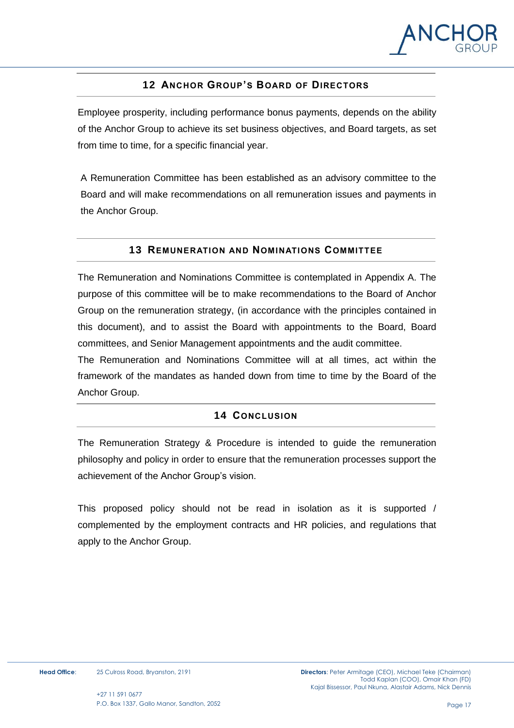## 12 Anchor Group's Board of Directors

Employee prosperity, including performance bonus payments, depends on the ability of the Anchor Group to achieve its set business objectives, and Board targets, as set from time to time, for a specific financial year.

A Remuneration Committee has been established as an advisory committee to the Board and will make recommendations on all remuneration issues and payments in the Anchor Group.

## 13 Remuneration and Nominations Committee

The Remuneration and Nominations Committee is contemplated in Appendix A. The purpose of this committee will be to make recommendations to the Board of Anchor Group on the remuneration strategy, (in accordance with the principles contained in this document), and to assist the Board with appointments to the Board, Board committees, and Senior Management appointments and the audit committee.

The Remuneration and Nominations Committee will at all times, act within the framework of the mandates as handed down from time to time by the Board of the Anchor Group.

## 14 Conclusion

The Remuneration Strategy & Procedure is intended to guide the remuneration philosophy and policy in order to ensure that the remuneration processes support the achievement of the Anchor Group's vision.

This proposed policy should not be read in isolation as it is supported / complemented by the employment contracts and HR policies, and regulations that apply to the Anchor Group.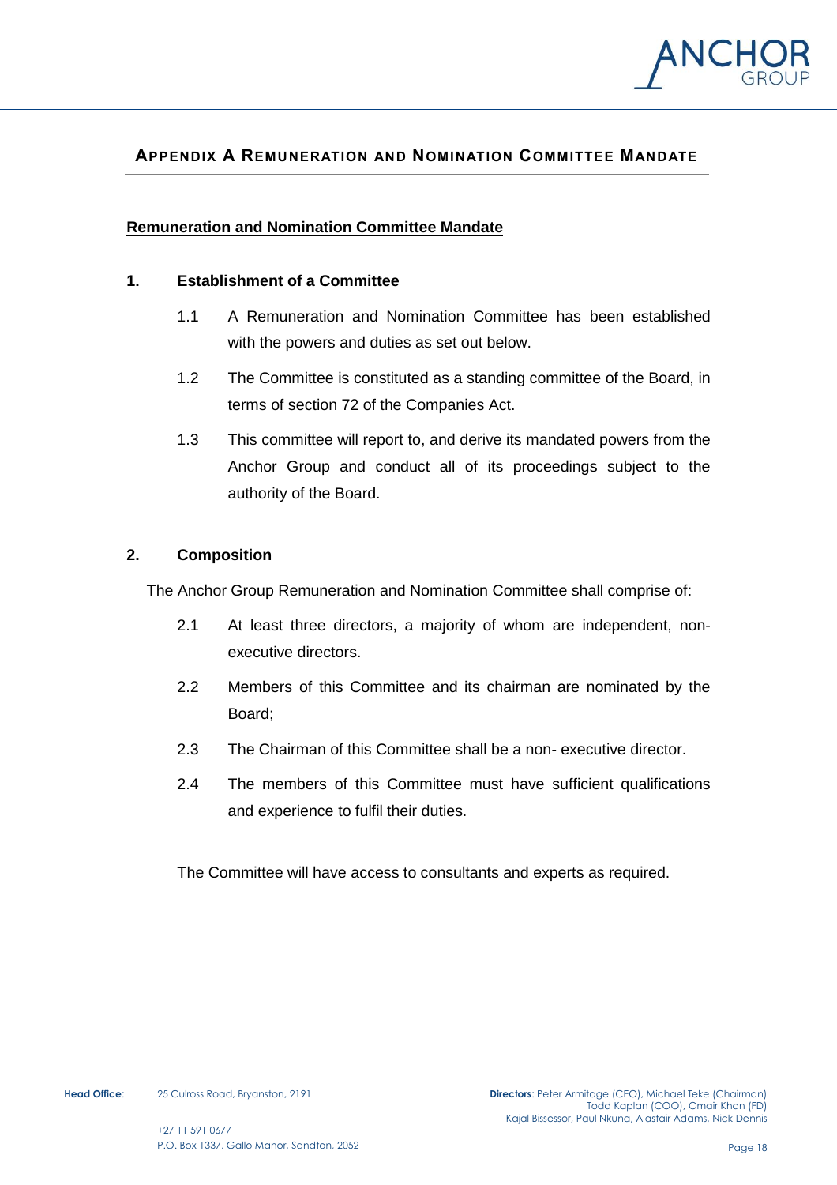## APPENDIX A REMUNERATION AND NOMINATION COMMITTEE MANDATE

**Remuneration and Nomination Committee Mandate**

### 1. Establishment of a Committee

1.1 A Remuneration and Nomination Committee has been established with the powers and duties as set out below.

1.2 The Committee is constituted as a standing committee of the Board, in terms of section 72 of the Companies Act.

1.3 This committee will report to, and derive its mandated powers from the Anchor Group and conduct all of its proceedings subject to the authority of the Board.

### 2. Composition

The Anchor Group Remuneration and Nomination Committee shall comprise of:

2.1 At least three directors, a majority of whom are independent, non-executive directors.

2.2 Members of this Committee and its chairman are nominated by the Board;

2.3 The Chairman of this Committee shall be a non- executive director.

2.4 The members of this Committee must have sufficient qualifications and experience to fulfil their duties.

The Committee will have access to consultants and experts as required.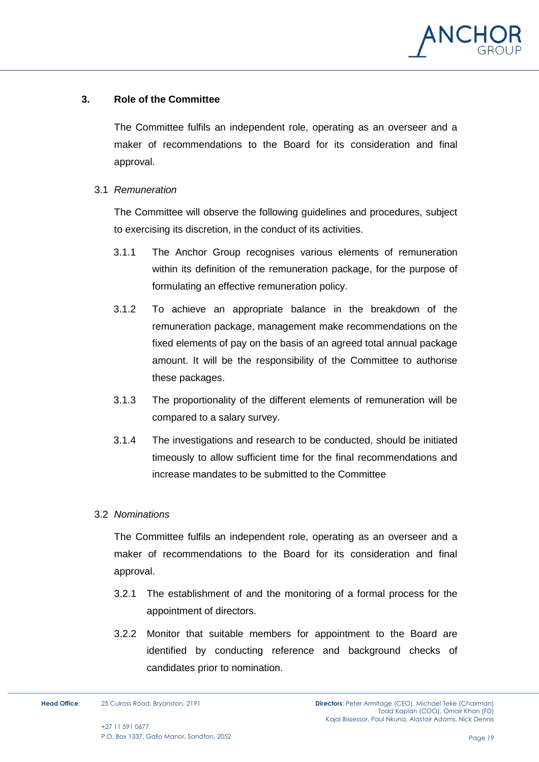## 3. Role of the Committee

The Committee fulfils an independent role, operating as an overseer and a maker of recommendations to the Board for its consideration and final approval.

### 3.1 *Remuneration*

The Committee will observe the following guidelines and procedures, subject to exercising its discretion, in the conduct of its activities.

3.1.1 The Anchor Group recognises various elements of remuneration within its definition of the remuneration package, for the purpose of formulating an effective remuneration policy.

3.1.2 To achieve an appropriate balance in the breakdown of the remuneration package, management make recommendations on the fixed elements of pay on the basis of an agreed total annual package amount. It will be the responsibility of the Committee to authorise these packages.

3.1.3 The proportionality of the different elements of remuneration will be compared to a salary survey.

3.1.4 The investigations and research to be conducted, should be initiated timeously to allow sufficient time for the final recommendations and increase mandates to be submitted to the Committee

### 3.2 *Nominations*

The Committee fulfils an independent role, operating as an overseer and a maker of recommendations to the Board for its consideration and final approval.

3.2.1 The establishment of and the monitoring of a formal process for the appointment of directors.

3.2.2 Monitor that suitable members for appointment to the Board are identified by conducting reference and background checks of candidates prior to nomination.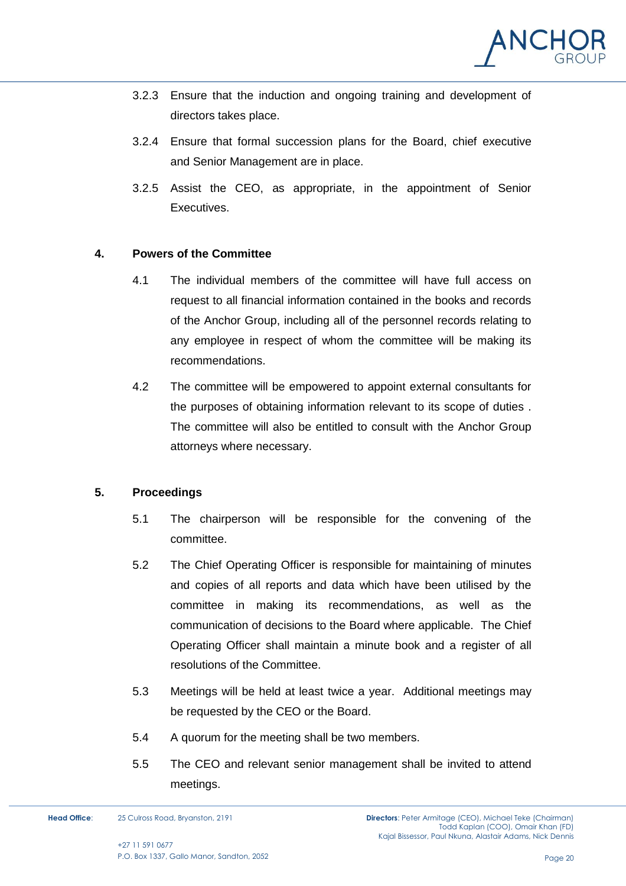3.2.3 Ensure that the induction and ongoing training and development of directors takes place.

3.2.4 Ensure that formal succession plans for the Board, chief executive and Senior Management are in place.

3.2.5 Assist the CEO, as appropriate, in the appointment of Senior Executives.

## 4. Powers of the Committee

4.1 The individual members of the committee will have full access on request to all financial information contained in the books and records of the Anchor Group, including all of the personnel records relating to any employee in respect of whom the committee will be making its recommendations.

4.2 The committee will be empowered to appoint external consultants for the purposes of obtaining information relevant to its scope of duties . The committee will also be entitled to consult with the Anchor Group attorneys where necessary.

## 5. Proceedings

5.1 The chairperson will be responsible for the convening of the committee.

5.2 The Chief Operating Officer is responsible for maintaining of minutes and copies of all reports and data which have been utilised by the committee in making its recommendations, as well as the communication of decisions to the Board where applicable. The Chief Operating Officer shall maintain a minute book and a register of all resolutions of the Committee.

5.3 Meetings will be held at least twice a year. Additional meetings may be requested by the CEO or the Board.

5.4 A quorum for the meeting shall be two members.

5.5 The CEO and relevant senior management shall be invited to attend meetings.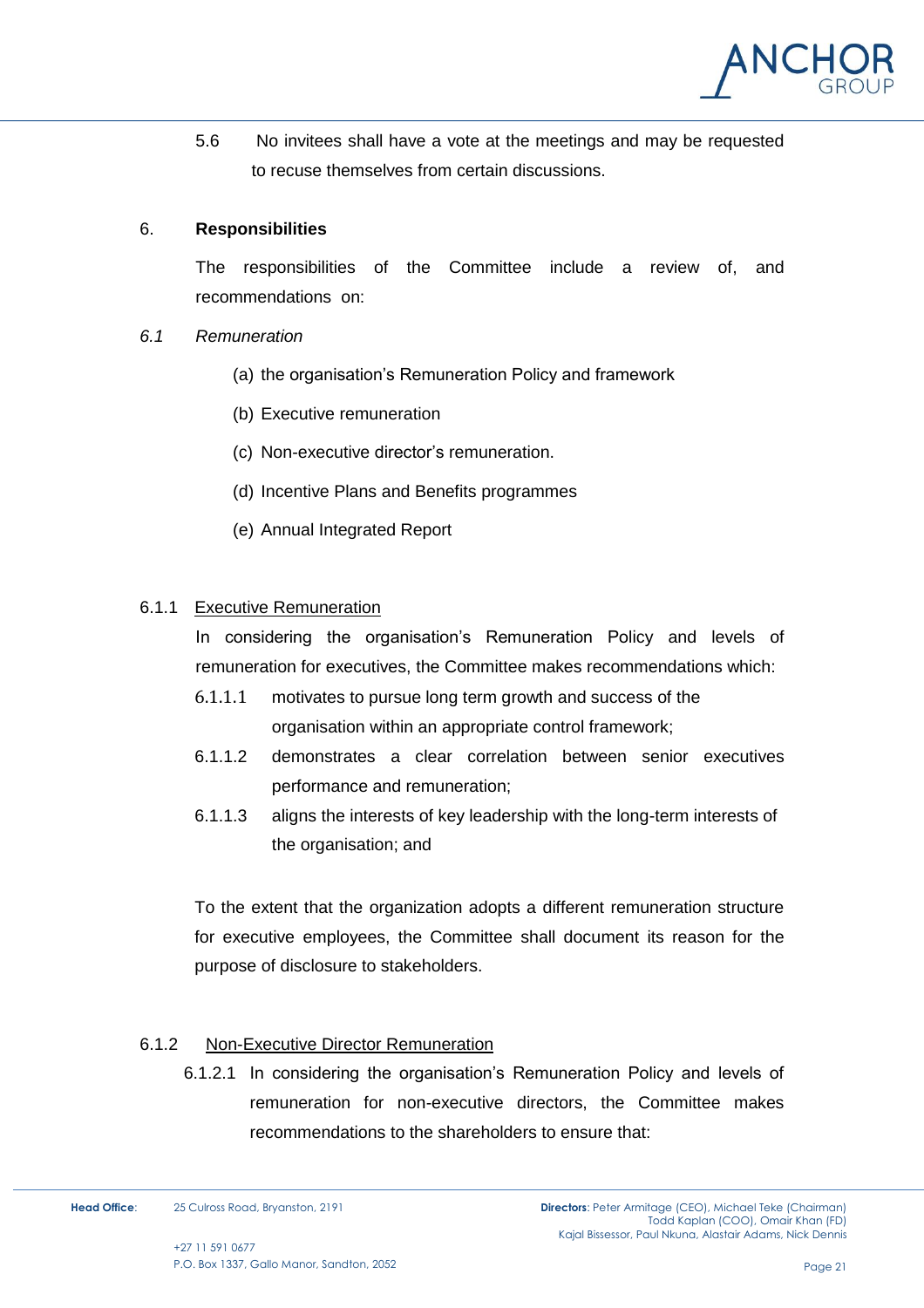5.6 No invitees shall have a vote at the meetings and may be requested to recuse themselves from certain discussions.

## 6. Responsibilities

The responsibilities of the Committee include a review of, and recommendations on:

*6.1 Remuneration*

(a) the organisation's Remuneration Policy and framework

(b) Executive remuneration

(c) Non-executive director's remuneration.

(d) Incentive Plans and Benefits programmes

(e) Annual Integrated Report

6.1.1 <u>Executive Remuneration</u>

In considering the organisation's Remuneration Policy and levels of remuneration for executives, the Committee makes recommendations which:

6.1.1.1 motivates to pursue long term growth and success of the organisation within an appropriate control framework;

6.1.1.2 demonstrates a clear correlation between senior executives performance and remuneration;

6.1.1.3 aligns the interests of key leadership with the long-term interests of the organisation; and

To the extent that the organization adopts a different remuneration structure for executive employees, the Committee shall document its reason for the purpose of disclosure to stakeholders.

6.1.2 <u>Non-Executive Director Remuneration</u>

6.1.2.1 In considering the organisation's Remuneration Policy and levels of remuneration for non-executive directors, the Committee makes recommendations to the shareholders to ensure that: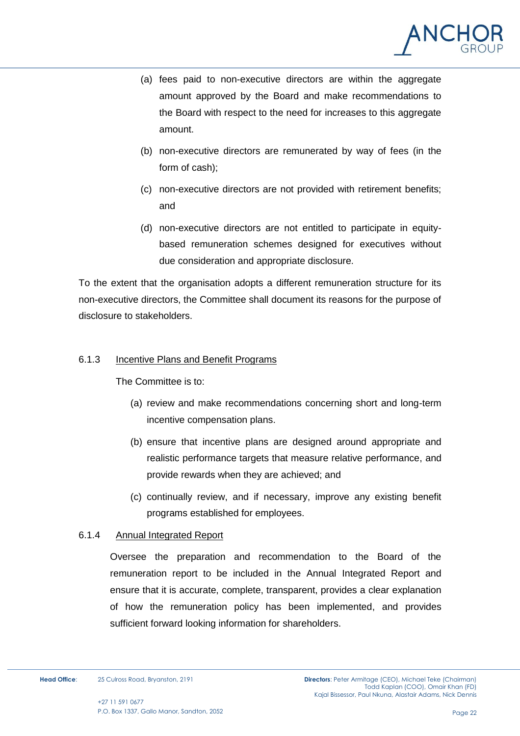(a) fees paid to non-executive directors are within the aggregate amount approved by the Board and make recommendations to the Board with respect to the need for increases to this aggregate amount.

(b) non-executive directors are remunerated by way of fees (in the form of cash);

(c) non-executive directors are not provided with retirement benefits; and

(d) non-executive directors are not entitled to participate in equity-based remuneration schemes designed for executives without due consideration and appropriate disclosure.

To the extent that the organisation adopts a different remuneration structure for its non-executive directors, the Committee shall document its reasons for the purpose of disclosure to stakeholders.

6.1.3 Incentive Plans and Benefit Programs

The Committee is to:

(a) review and make recommendations concerning short and long-term incentive compensation plans.

(b) ensure that incentive plans are designed around appropriate and realistic performance targets that measure relative performance, and provide rewards when they are achieved; and

(c) continually review, and if necessary, improve any existing benefit programs established for employees.

6.1.4 Annual Integrated Report

Oversee the preparation and recommendation to the Board of the remuneration report to be included in the Annual Integrated Report and ensure that it is accurate, complete, transparent, provides a clear explanation of how the remuneration policy has been implemented, and provides sufficient forward looking information for shareholders.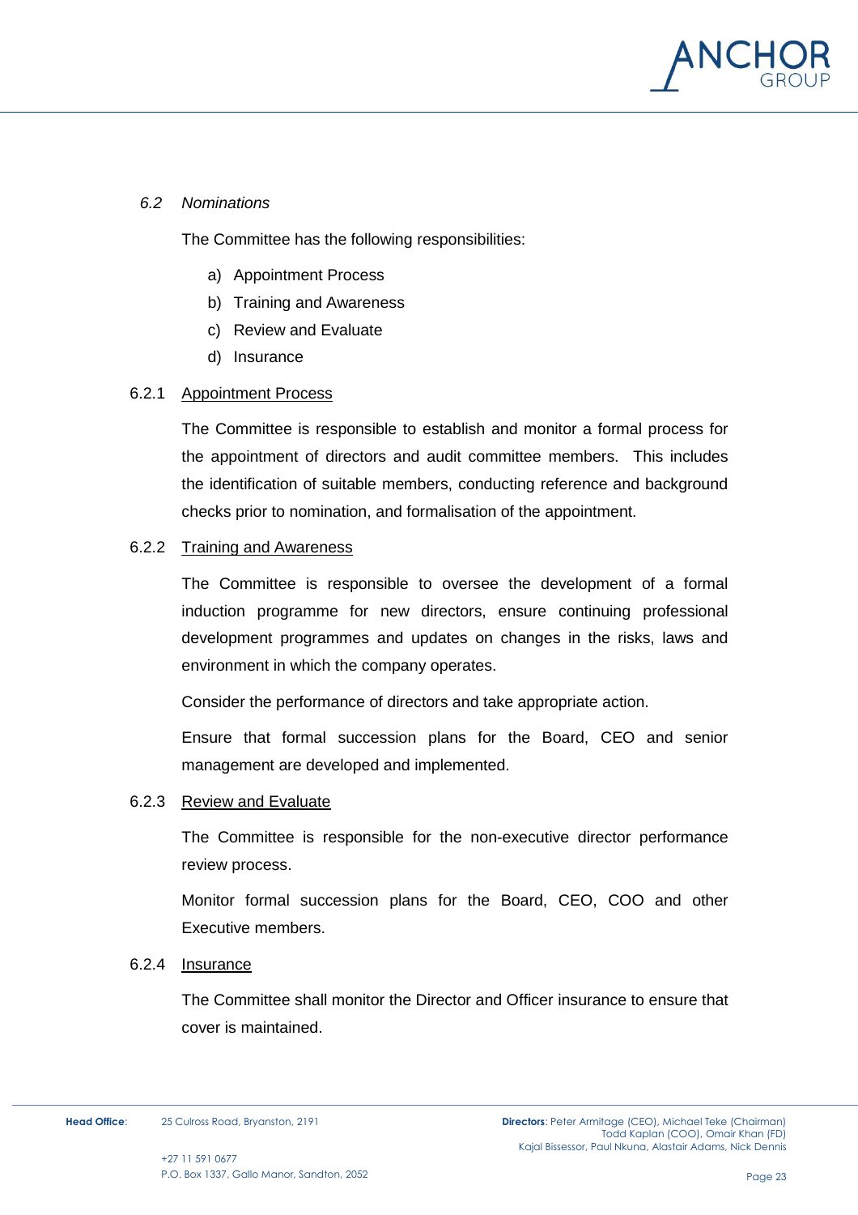### *6.2 Nominations*

The Committee has the following responsibilities:

a) Appointment Process
b) Training and Awareness
c) Review and Evaluate
d) Insurance

#### 6.2.1 Appointment Process

The Committee is responsible to establish and monitor a formal process for the appointment of directors and audit committee members. This includes the identification of suitable members, conducting reference and background checks prior to nomination, and formalisation of the appointment.

#### 6.2.2 Training and Awareness

The Committee is responsible to oversee the development of a formal induction programme for new directors, ensure continuing professional development programmes and updates on changes in the risks, laws and environment in which the company operates.

Consider the performance of directors and take appropriate action.

Ensure that formal succession plans for the Board, CEO and senior management are developed and implemented.

#### 6.2.3 Review and Evaluate

The Committee is responsible for the non-executive director performance review process.

Monitor formal succession plans for the Board, CEO, COO and other Executive members.

#### 6.2.4 Insurance

The Committee shall monitor the Director and Officer insurance to ensure that cover is maintained.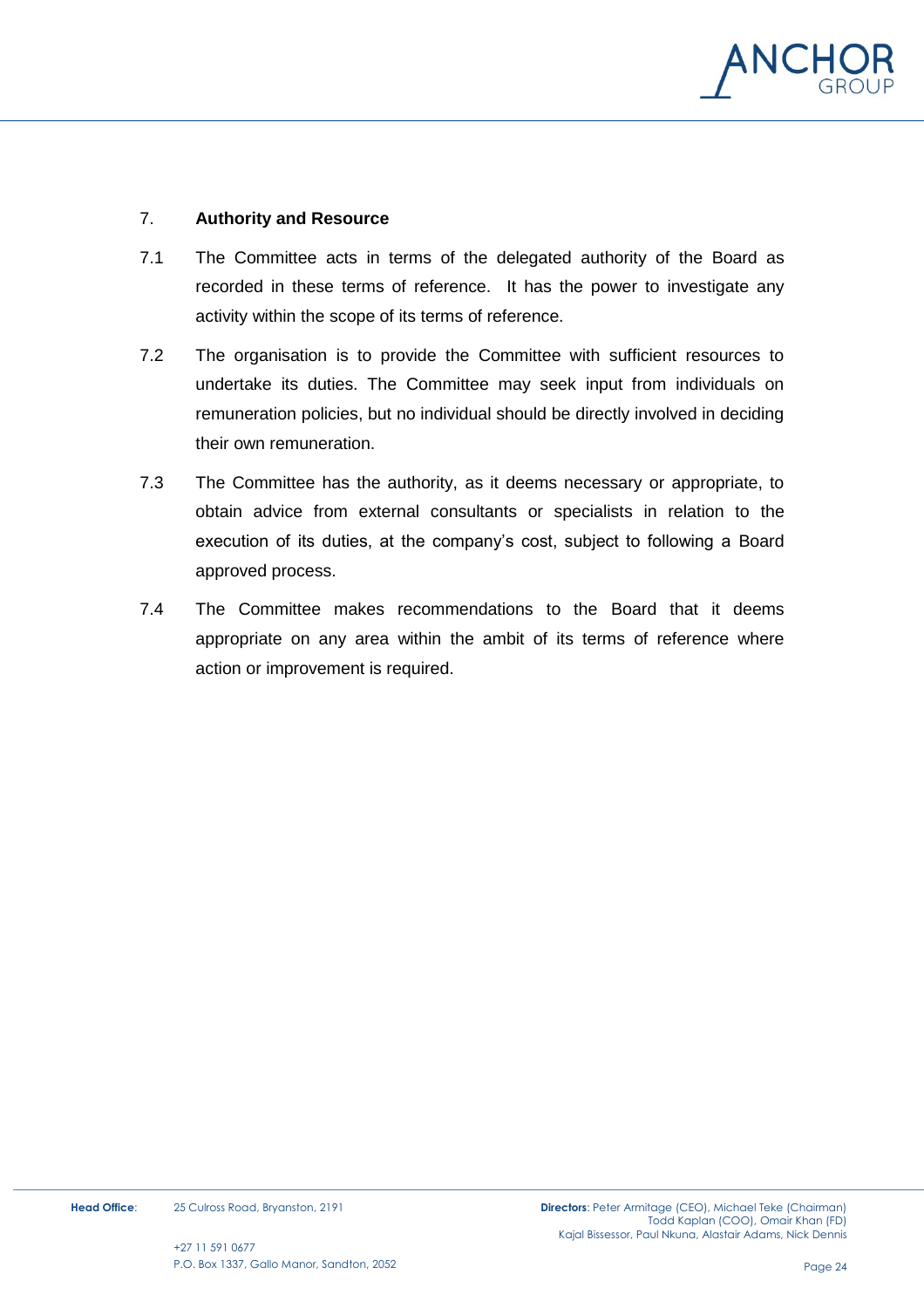## 7. Authority and Resource

7.1 The Committee acts in terms of the delegated authority of the Board as recorded in these terms of reference. It has the power to investigate any activity within the scope of its terms of reference.

7.2 The organisation is to provide the Committee with sufficient resources to undertake its duties. The Committee may seek input from individuals on remuneration policies, but no individual should be directly involved in deciding their own remuneration.

7.3 The Committee has the authority, as it deems necessary or appropriate, to obtain advice from external consultants or specialists in relation to the execution of its duties, at the company's cost, subject to following a Board approved process.

7.4 The Committee makes recommendations to the Board that it deems appropriate on any area within the ambit of its terms of reference where action or improvement is required.